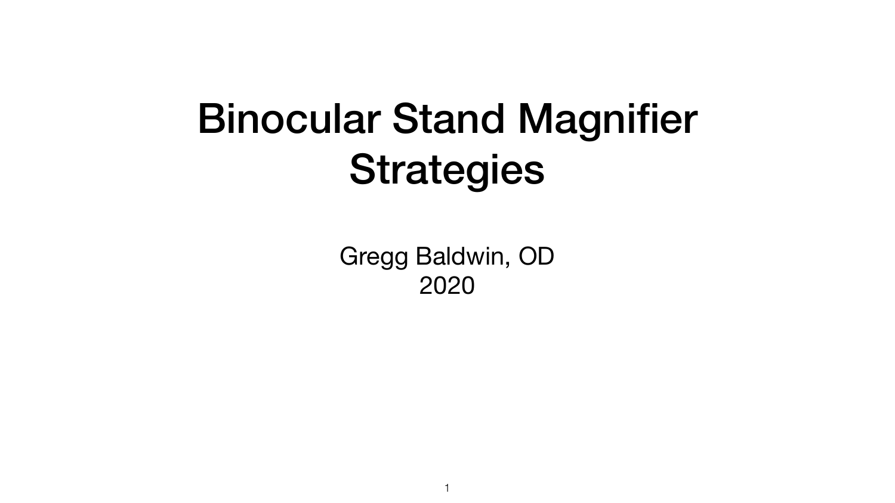# Binocular Stand Magnifier Strategies

Gregg Baldwin, OD
2020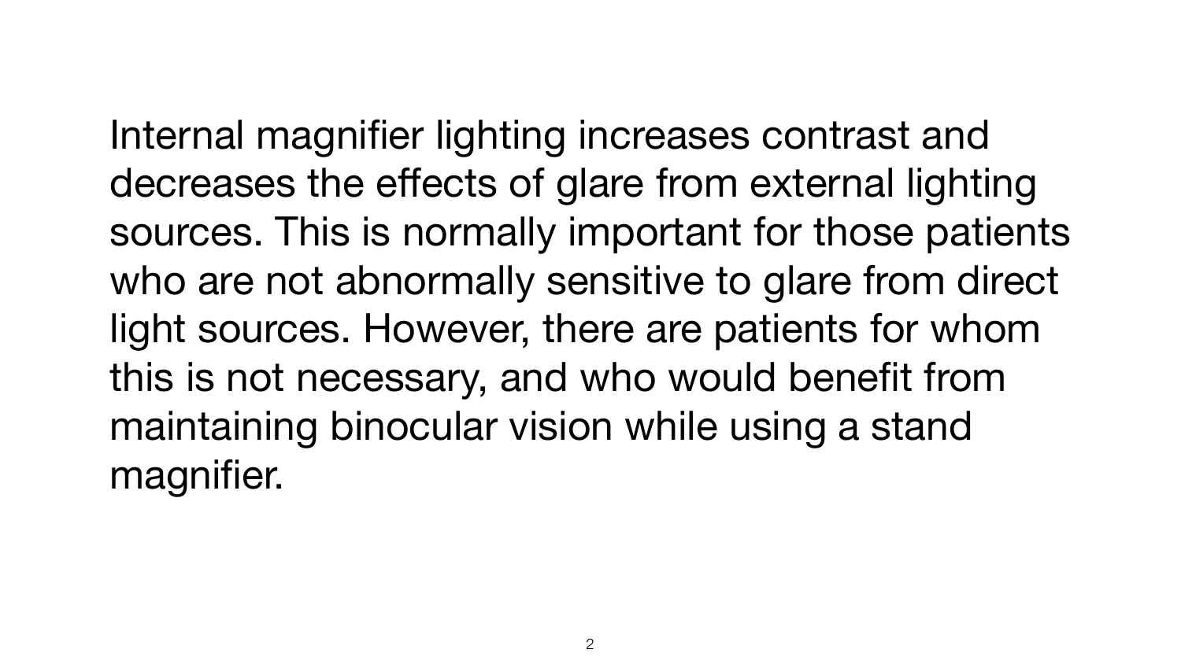Internal magnifier lighting increases contrast and decreases the effects of glare from external lighting sources. This is normally important for those patients who are not abnormally sensitive to glare from direct light sources. However, there are patients for whom this is not necessary, and who would benefit from maintaining binocular vision while using a stand magnifier.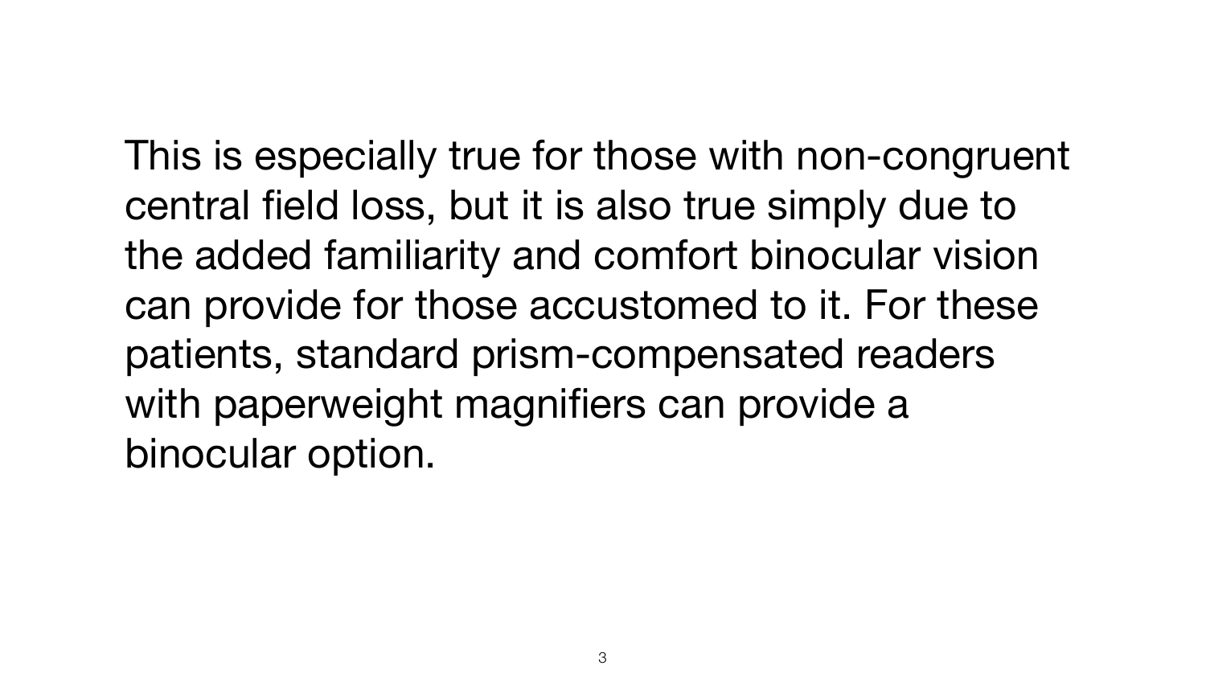This is especially true for those with non-congruent central field loss, but it is also true simply due to the added familiarity and comfort binocular vision can provide for those accustomed to it. For these patients, standard prism-compensated readers with paperweight magnifiers can provide a binocular option.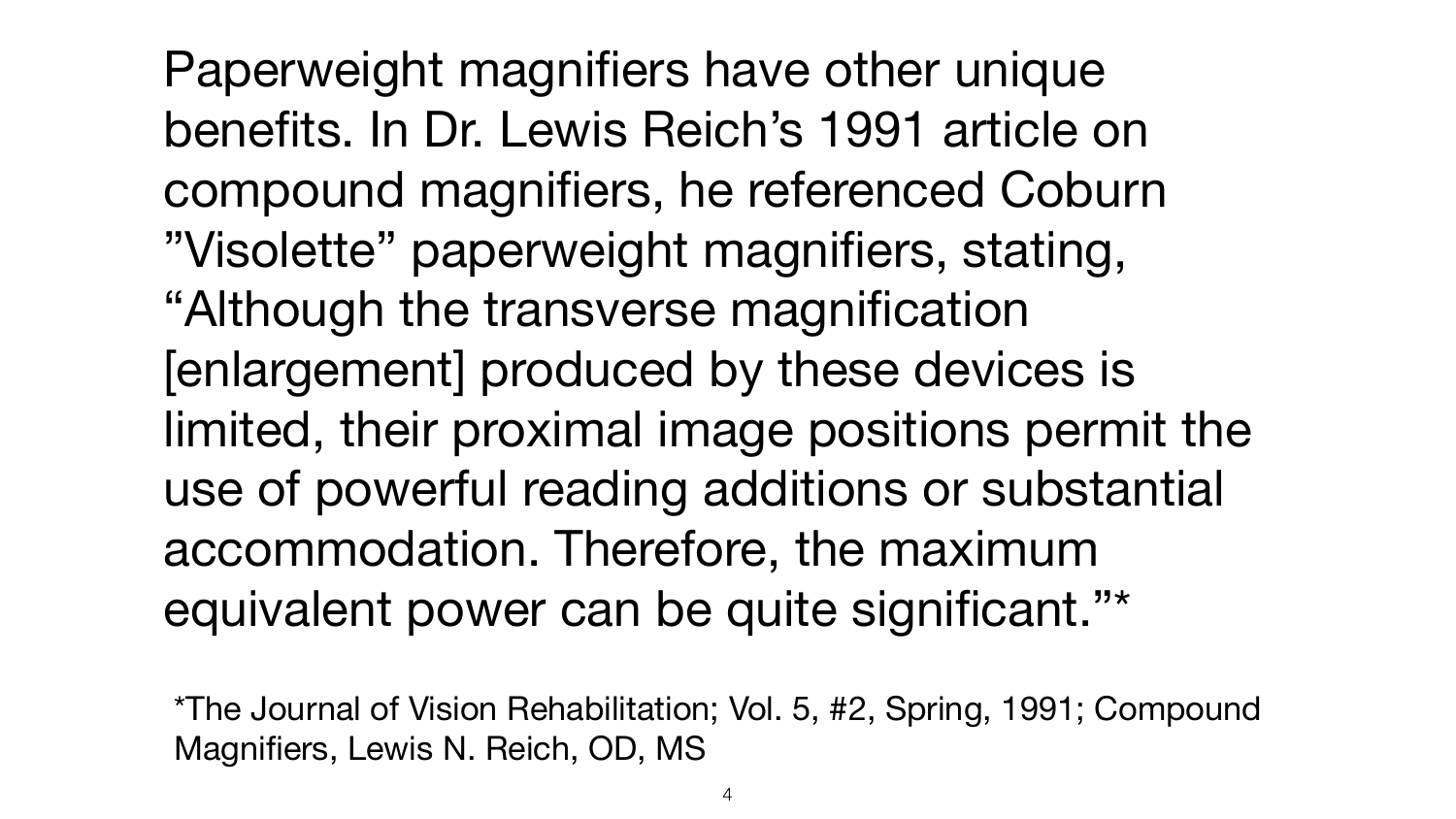Paperweight magnifiers have other unique benefits. In Dr. Lewis Reich's 1991 article on compound magnifiers, he referenced Coburn ”Visolette” paperweight magnifiers, stating, “Although the transverse magnification [enlargement] produced by these devices is limited, their proximal image positions permit the use of powerful reading additions or substantial accommodation. Therefore, the maximum equivalent power can be quite significant.”*

*The Journal of Vision Rehabilitation; Vol. 5, #2, Spring, 1991; Compound Magnifiers, Lewis N. Reich, OD, MS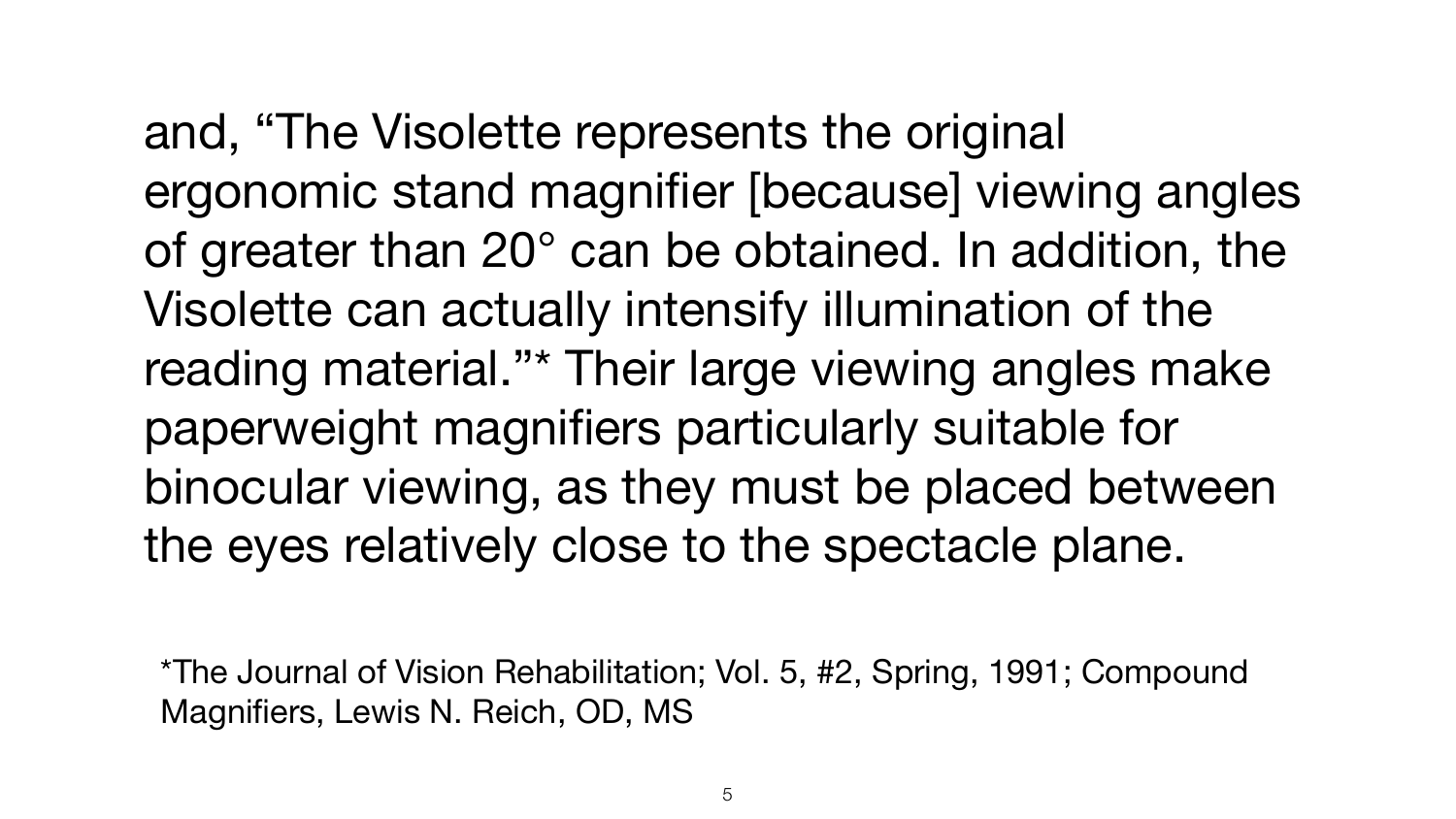and, “The Visolette represents the original ergonomic stand magnifier [because] viewing angles of greater than 20° can be obtained. In addition, the Visolette can actually intensify illumination of the reading material.”* Their large viewing angles make paperweight magnifiers particularly suitable for binocular viewing, as they must be placed between the eyes relatively close to the spectacle plane.

*The Journal of Vision Rehabilitation; Vol. 5, #2, Spring, 1991; Compound Magnifiers, Lewis N. Reich, OD, MS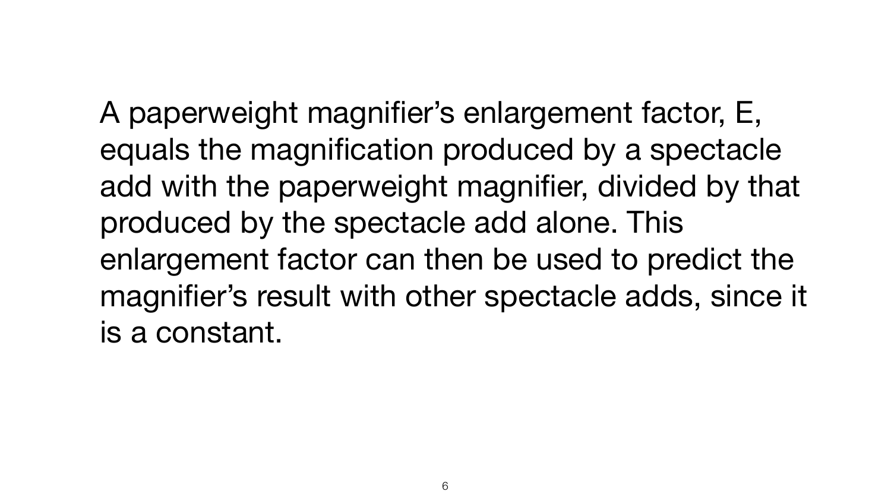A paperweight magnifier's enlargement factor, E, equals the magnification produced by a spectacle add with the paperweight magnifier, divided by that produced by the spectacle add alone. This enlargement factor can then be used to predict the magnifier's result with other spectacle adds, since it is a constant.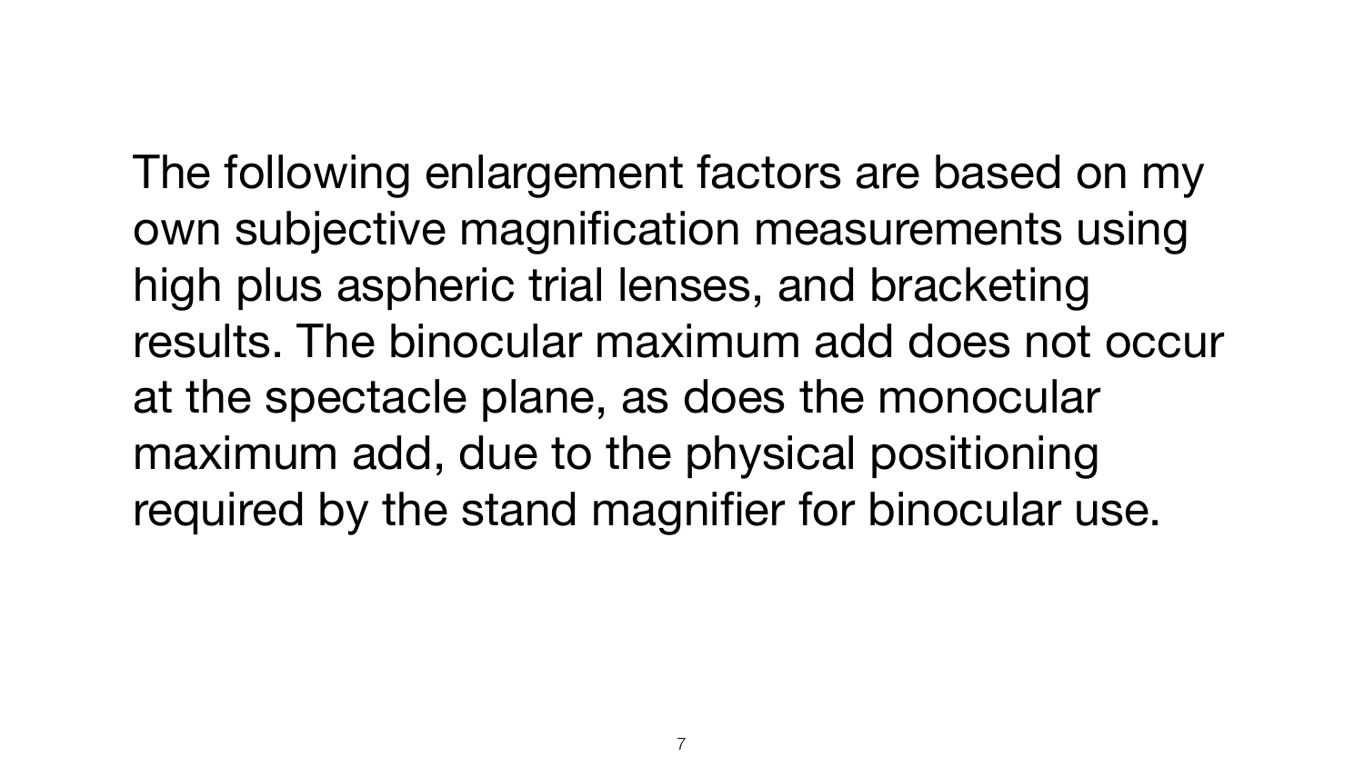The following enlargement factors are based on my own subjective magnification measurements using high plus aspheric trial lenses, and bracketing results. The binocular maximum add does not occur at the spectacle plane, as does the monocular maximum add, due to the physical positioning required by the stand magnifier for binocular use.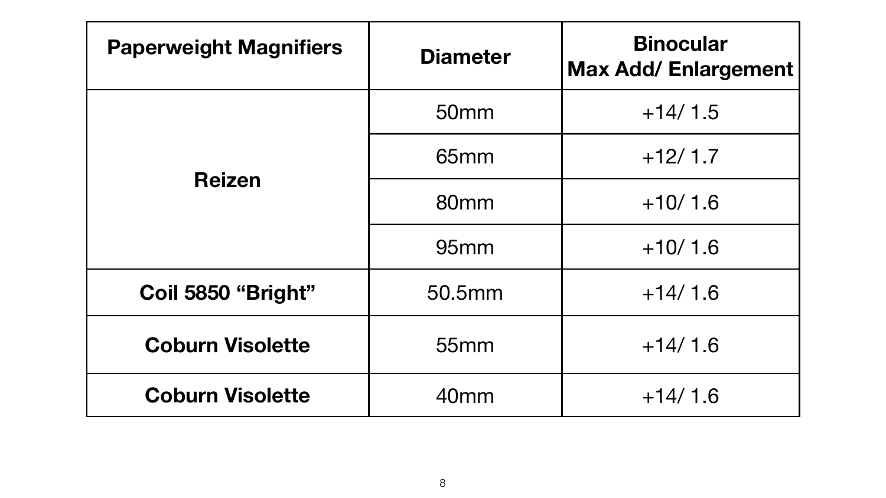| Paperweight Magnifiers | Diameter | Binocular Max Add/ Enlargement |
|---|---|---|
| **Reizen** | 50mm | +14/ 1.5 |
| | 65mm | +12/ 1.7 |
| | 80mm | +10/ 1.6 |
| | 95mm | +10/ 1.6 |
| **Coil 5850 “Bright”** | 50.5mm | +14/ 1.6 |
| **Coburn Visolette** | 55mm | +14/ 1.6 |
| **Coburn Visolette** | 40mm | +14/ 1.6 |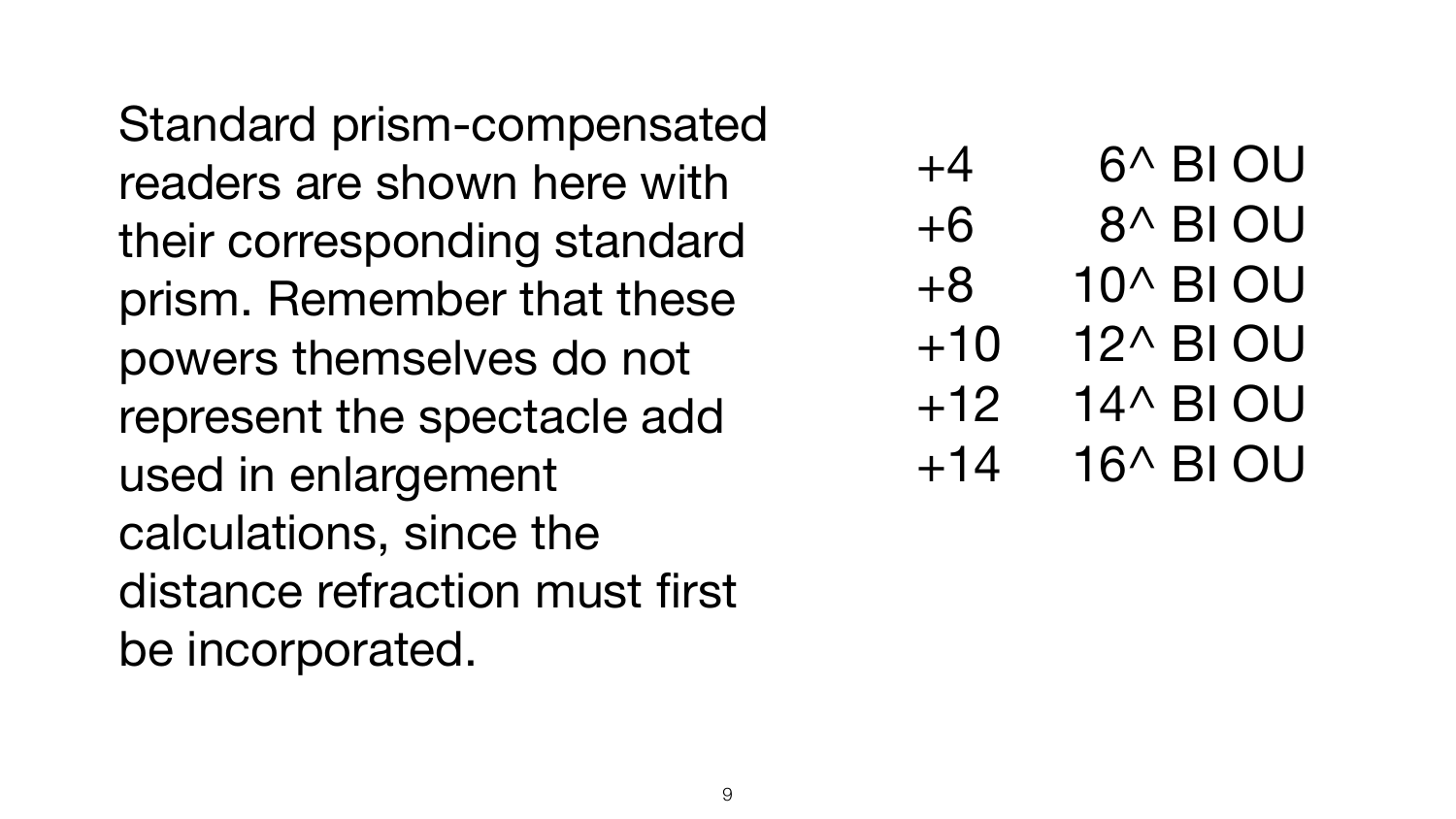Standard prism-compensated readers are shown here with their corresponding standard prism. Remember that these powers themselves do not represent the spectacle add used in enlargement calculations, since the distance refraction must first be incorporated.

| | |
|---|---|
| +4 | 6^ BI OU |
| +6 | 8^ BI OU |
| +8 | 10^ BI OU |
| +10 | 12^ BI OU |
| +12 | 14^ BI OU |
| +14 | 16^ BI OU |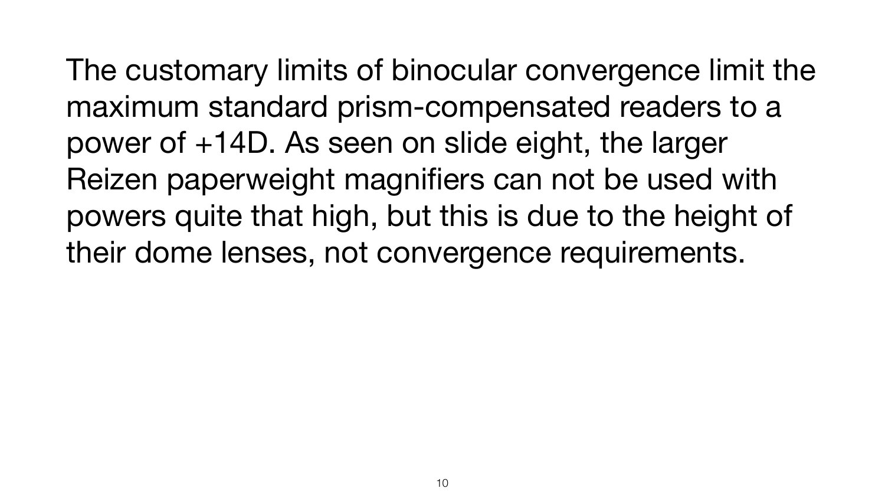The customary limits of binocular convergence limit the maximum standard prism-compensated readers to a power of +14D. As seen on slide eight, the larger Reizen paperweight magnifiers can not be used with powers quite that high, but this is due to the height of their dome lenses, not convergence requirements.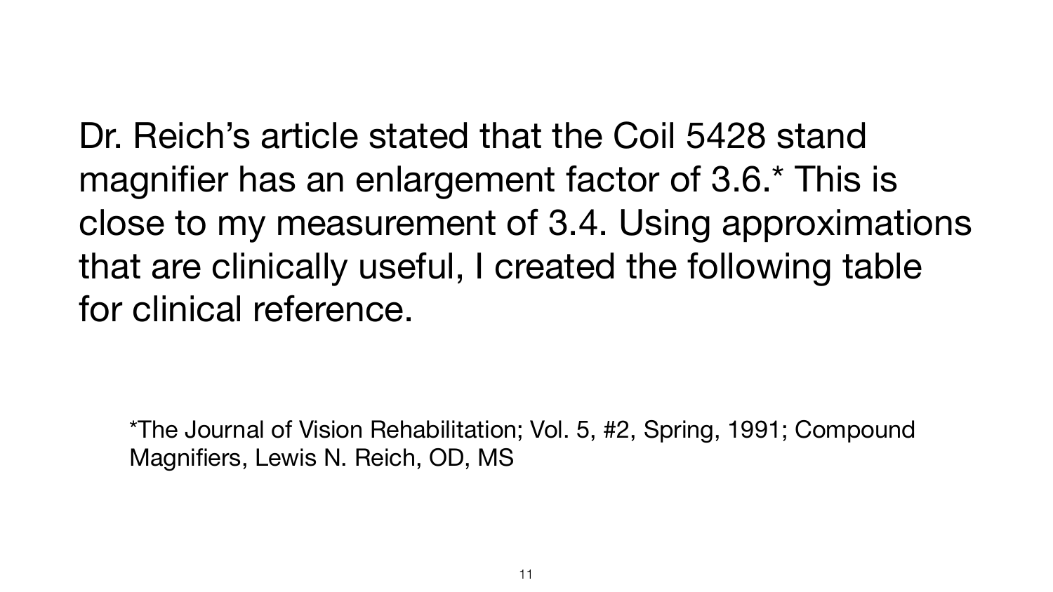Dr. Reich's article stated that the Coil 5428 stand magnifier has an enlargement factor of 3.6.* This is close to my measurement of 3.4. Using approximations that are clinically useful, I created the following table for clinical reference.

*The Journal of Vision Rehabilitation; Vol. 5, #2, Spring, 1991; Compound Magnifiers, Lewis N. Reich, OD, MS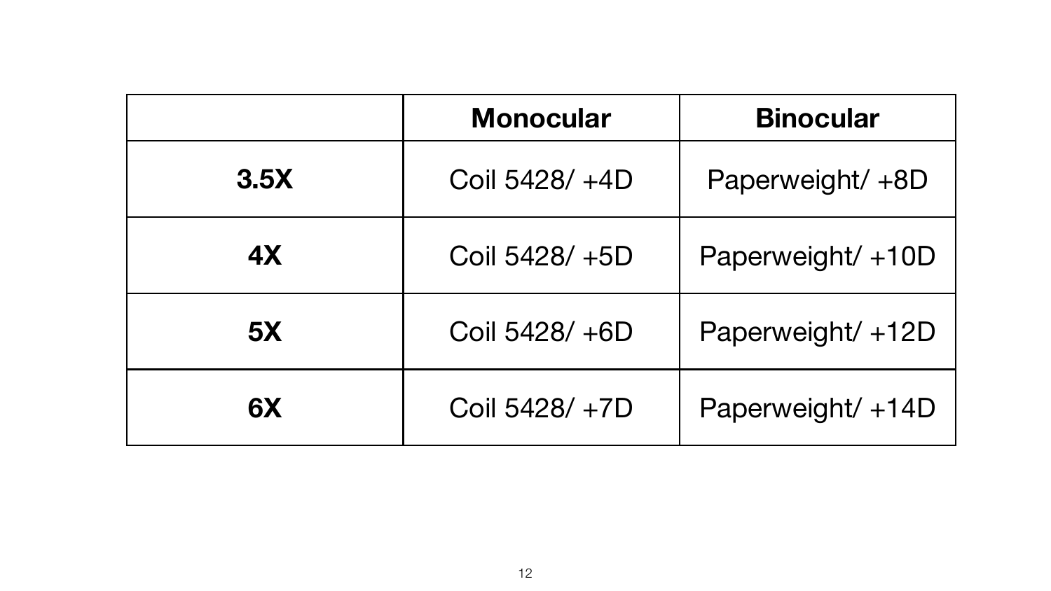| | Monocular | Binocular |
|---|---|---|
| **3.5X** | Coil 5428/ +4D | Paperweight/ +8D |
| **4X** | Coil 5428/ +5D | Paperweight/ +10D |
| **5X** | Coil 5428/ +6D | Paperweight/ +12D |
| **6X** | Coil 5428/ +7D | Paperweight/ +14D |